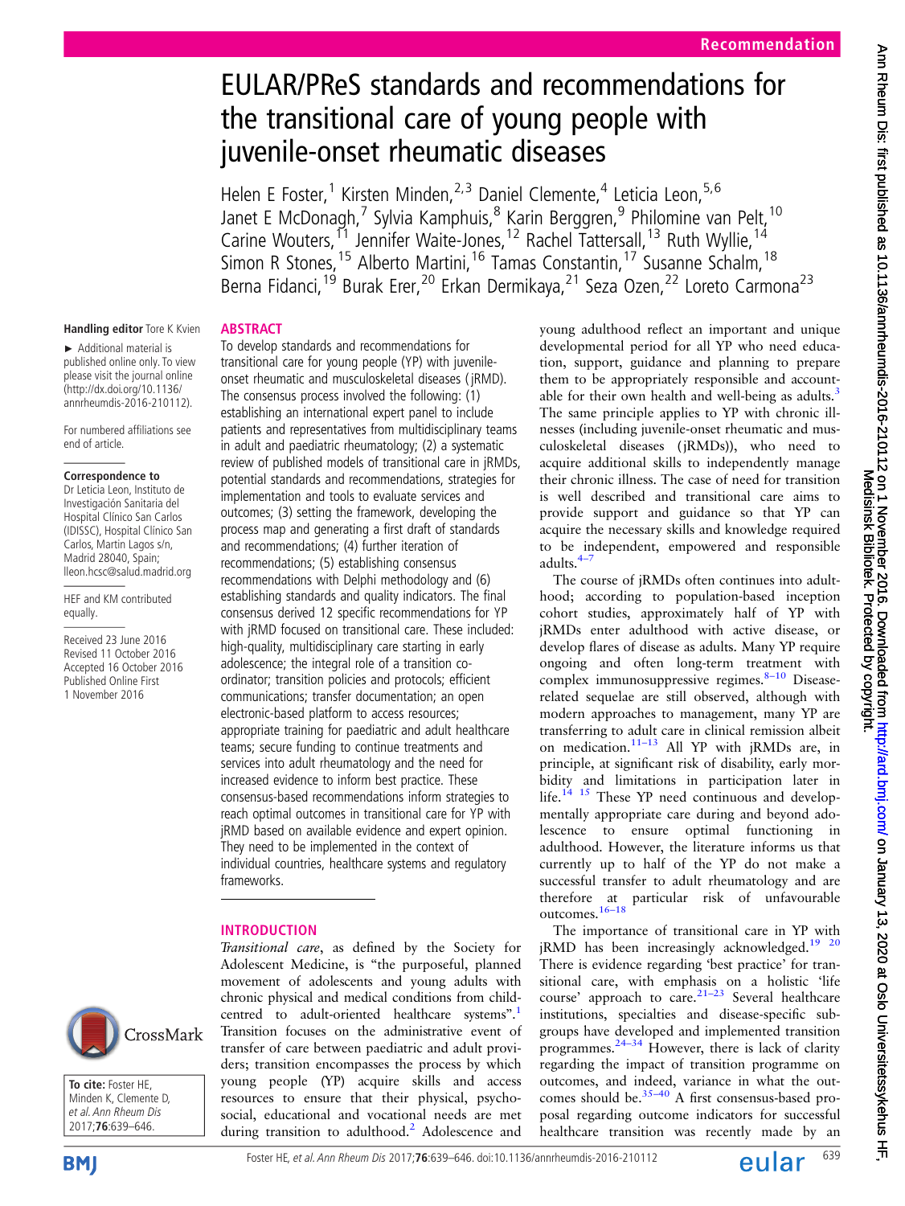# EULAR/PReS standards and recommendations for the transitional care of young people with juvenile-onset rheumatic diseases

Helen E Foster,[1] Kirsten Minden,[2,3] Daniel Clemente,[4] Leticia Leon,[5,6] Janet E McDonagh,[7] Sylvia Kamphuis,[8] Karin Berggren,[9] Philomine van Pelt,[10] Carine Wouters,[11] Jennifer Waite-Jones,[12] Rachel Tattersall,[13] Ruth Wyllie,[14] Simon R Stones,[15] Alberto Martini,[16] Tamas Constantin,[17] Susanne Schalm,[18] Berna Fidanci,[19] Burak Erer,[20] Erkan Dermikaya,[21] Seza Ozen,[22] Loreto Carmona[23]

Handling editor Tore K Kvien

► Additional material is published online only. To view please visit the journal online (http://dx.doi.org/10.1136/annrheumdis-2016-210112).

For numbered affiliations see end of article.

**Correspondence to**
Dr Leticia Leon, Instituto de Investigación Sanitaria del Hospital Clínico San Carlos (IDISSC), Hospital Clínico San Carlos, Madrid, Martin Lagos s/n, Madrid 28040, Spain; lleon.hcsc@salud.madrid.org

HEF and KM contributed equally.

Received 23 June 2016
Revised 11 October 2016
Accepted 16 October 2016
Published Online First 1 November 2016

To cite: Foster HE, Minden K, Clemente D, et al. Ann Rheum Dis 2017;76:639–646.

## ABSTRACT

To develop standards and recommendations for transitional care for young people (YP) with juvenile-onset rheumatic and musculoskeletal diseases (jRMD). The consensus process involved the following: (1) establishing an international expert panel to include patients and representatives from multidisciplinary teams in adult and paediatric rheumatology; (2) a systematic review of published models of transitional care in jRMDs, potential standards and recommendations, strategies for implementation and tools to evaluate services and outcomes; (3) setting the framework, developing the process map and generating a first draft of standards and recommendations; (4) further iteration of recommendations; (5) establishing consensus recommendations with Delphi methodology and (6) establishing standards and quality indicators. The final consensus derived 12 specific recommendations for YP with jRMD focused on transitional care. These included: high-quality, multidisciplinary care starting in early adolescence; the integral role of a transition co-ordinator; transition policies and protocols; efficient communications; transfer documentation; an open electronic-based platform to access resources; appropriate training for paediatric and adult healthcare teams; secure funding to continue treatments and services into adult rheumatology and the need for increased evidence to inform best practice. These consensus-based recommendations inform strategies to reach optimal outcomes in transitional care for YP with jRMD based on available evidence and expert opinion. They need to be implemented in the context of individual countries, healthcare systems and regulatory frameworks.

## INTRODUCTION

*Transitional care*, as defined by the Society for Adolescent Medicine, is "the purposeful, planned movement of adolescents and young adults with chronic physical and medical conditions from child-centred to adult-oriented healthcare systems".[1] Transition focuses on the administrative event of transfer of care between paediatric and adult providers; transition encompasses the process by which young people (YP) acquire skills and access resources to ensure that their physical, psychosocial, educational and vocational needs are met during transition to adulthood.[2] Adolescence and young adulthood reflect an important and unique developmental period for all YP who need education, support, guidance and planning to prepare them to be appropriately responsible and accountable for their own health and well-being as adults.[3] The same principle applies to YP with chronic illnesses (including juvenile-onset rheumatic and musculoskeletal diseases (jRMDs)), who need to acquire additional skills to independently manage their chronic illness. The case of need for transition is well described and transitional care aims to provide support and guidance so that YP can acquire the necessary skills and knowledge required to be independent, empowered and responsible adults.[4–7]

The course of jRMDs often continues into adulthood; according to population-based inception cohort studies, approximately half of YP with jRMDs enter adulthood with active disease, or develop flares of disease as adults. Many YP require ongoing and often long-term treatment with complex immunosuppressive regimes.[8–10] Disease-related sequelae are still observed, although with modern approaches to management, many YP are transferring to adult care in clinical remission albeit on medication.[11–13] All YP with jRMDs are, in principle, at significant risk of disability, early morbidity and limitations in participation later in life.[14 15] These YP need continuous and developmentally appropriate care during and beyond adolescence to ensure optimal functioning in adulthood. However, the literature informs us that currently up to half of the YP do not make a successful transfer to adult rheumatology and are therefore at particular risk of unfavourable outcomes.[16–18]

The importance of transitional care in YP with jRMD has been increasingly acknowledged.[19 20] There is evidence regarding 'best practice' for transitional care, with emphasis on a holistic 'life course' approach to care.[21–23] Several healthcare institutions, specialties and disease-specific subgroups have developed and implemented transition programmes.[24–34] However, there is lack of clarity regarding the impact of transition programme on outcomes, and indeed, variance in what the outcomes should be.[35–40] A first consensus-based proposal regarding outcome indicators for successful healthcare transition was recently made by an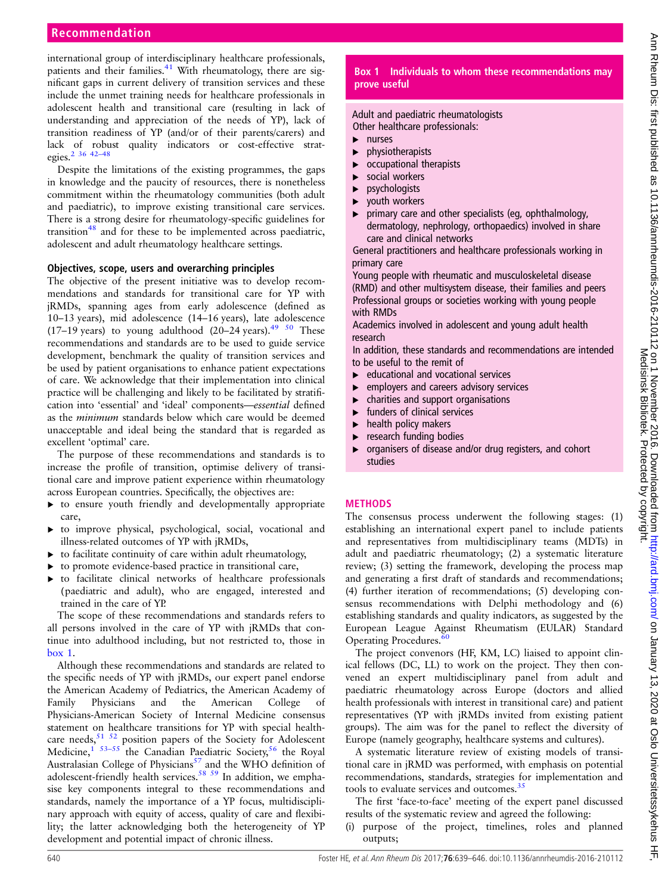international group of interdisciplinary healthcare professionals, patients and their families.[41] With rheumatology, there are significant gaps in current delivery of transition services and these include the unmet training needs for healthcare professionals in adolescent health and transitional care (resulting in lack of understanding and appreciation of the needs of YP), lack of transition readiness of YP (and/or of their parents/carers) and lack of robust quality indicators or cost-effective strategies.[2 36 42–48]

Despite the limitations of the existing programmes, the gaps in knowledge and the paucity of resources, there is nonetheless commitment within the rheumatology communities (both adult and paediatric), to improve existing transitional care services. There is a strong desire for rheumatology-specific guidelines for transition[48] and for these to be implemented across paediatric, adolescent and adult rheumatology healthcare settings.

### Objectives, scope, users and overarching principles

The objective of the present initiative was to develop recommendations and standards for transitional care for YP with jRMDs, spanning ages from early adolescence (defined as 10–13 years), mid adolescence (14–16 years), late adolescence (17–19 years) to young adulthood (20–24 years).[49 50] These recommendations and standards are to be used to guide service development, benchmark the quality of transition services and be used by patient organisations to enhance patient expectations of care. We acknowledge that their implementation into clinical practice will be challenging and likely to be facilitated by stratification into 'essential' and 'ideal' components—*essential* defined as the *minimum* standards below which care would be deemed unacceptable and ideal being the standard that is regarded as excellent 'optimal' care.

The purpose of these recommendations and standards is to increase the profile of transition, optimise delivery of transitional care and improve patient experience within rheumatology across European countries. Specifically, the objectives are:

- to ensure youth friendly and developmentally appropriate care,
- to improve physical, psychological, social, vocational and illness-related outcomes of YP with jRMDs,
- to facilitate continuity of care within adult rheumatology,
- to promote evidence-based practice in transitional care,
- to facilitate clinical networks of healthcare professionals (paediatric and adult), who are engaged, interested and trained in the care of YP.

The scope of these recommendations and standards refers to all persons involved in the care of YP with jRMDs that continue into adulthood including, but not restricted to, those in box 1.

Although these recommendations and standards are related to the specific needs of YP with jRMDs, our expert panel endorse the American Academy of Pediatrics, the American Academy of Family Physicians and the American College of Physicians-American Society of Internal Medicine consensus statement on healthcare transitions for YP with special healthcare needs,[51 52] position papers of the Society for Adolescent Medicine,[1 53–55] the Canadian Paediatric Society,[56] the Royal Australasian College of Physicians[57] and the WHO definition of adolescent-friendly health services.[58 59] In addition, we emphasise key components integral to these recommendations and standards, namely the importance of a YP focus, multidisciplinary approach with equity of access, quality of care and flexibility; the latter acknowledging both the heterogeneity of YP development and potential impact of chronic illness.

**Box 1 Individuals to whom these recommendations may prove useful**

Adult and paediatric rheumatologists
Other healthcare professionals:

- nurses
- physiotherapists
- occupational therapists
- social workers
- psychologists
- youth workers
- primary care and other specialists (eg, ophthalmology, dermatology, nephrology, orthopaedics) involved in share care and clinical networks

General practitioners and healthcare professionals working in primary care
Young people with rheumatic and musculoskeletal disease (RMD) and other multisystem disease, their families and peers
Professional groups or societies working with young people with RMDs
Academics involved in adolescent and young adult health research
In addition, these standards and recommendations are intended to be useful to the remit of

- educational and vocational services
- employers and careers advisory services
- charities and support organisations
- funders of clinical services
- health policy makers
- research funding bodies
- organisers of disease and/or drug registers, and cohort studies

## METHODS

The consensus process underwent the following stages: (1) establishing an international expert panel to include patients and representatives from multidisciplinary teams (MDTs) in adult and paediatric rheumatology; (2) a systematic literature review; (3) setting the framework, developing the process map and generating a first draft of standards and recommendations; (4) further iteration of recommendations; (5) developing consensus recommendations with Delphi methodology and (6) establishing standards and quality indicators, as suggested by the European League Against Rheumatism (EULAR) Standard Operating Procedures.[60]

The project convenors (HF, KM, LC) liaised to appoint clinical fellows (DC, LL) to work on the project. They then convened an expert multidisciplinary panel from adult and paediatric rheumatology across Europe (doctors and allied health professionals with interest in transitional care) and patient representatives (YP with jRMDs invited from existing patient groups). The aim was for the panel to reflect the diversity of Europe (namely geography, healthcare systems and cultures).

A systematic literature review of existing models of transitional care in jRMD was performed, with emphasis on potential recommendations, standards, strategies for implementation and tools to evaluate services and outcomes.[35]

The first 'face-to-face' meeting of the expert panel discussed results of the systematic review and agreed the following:

(i) purpose of the project, timelines, roles and planned outputs;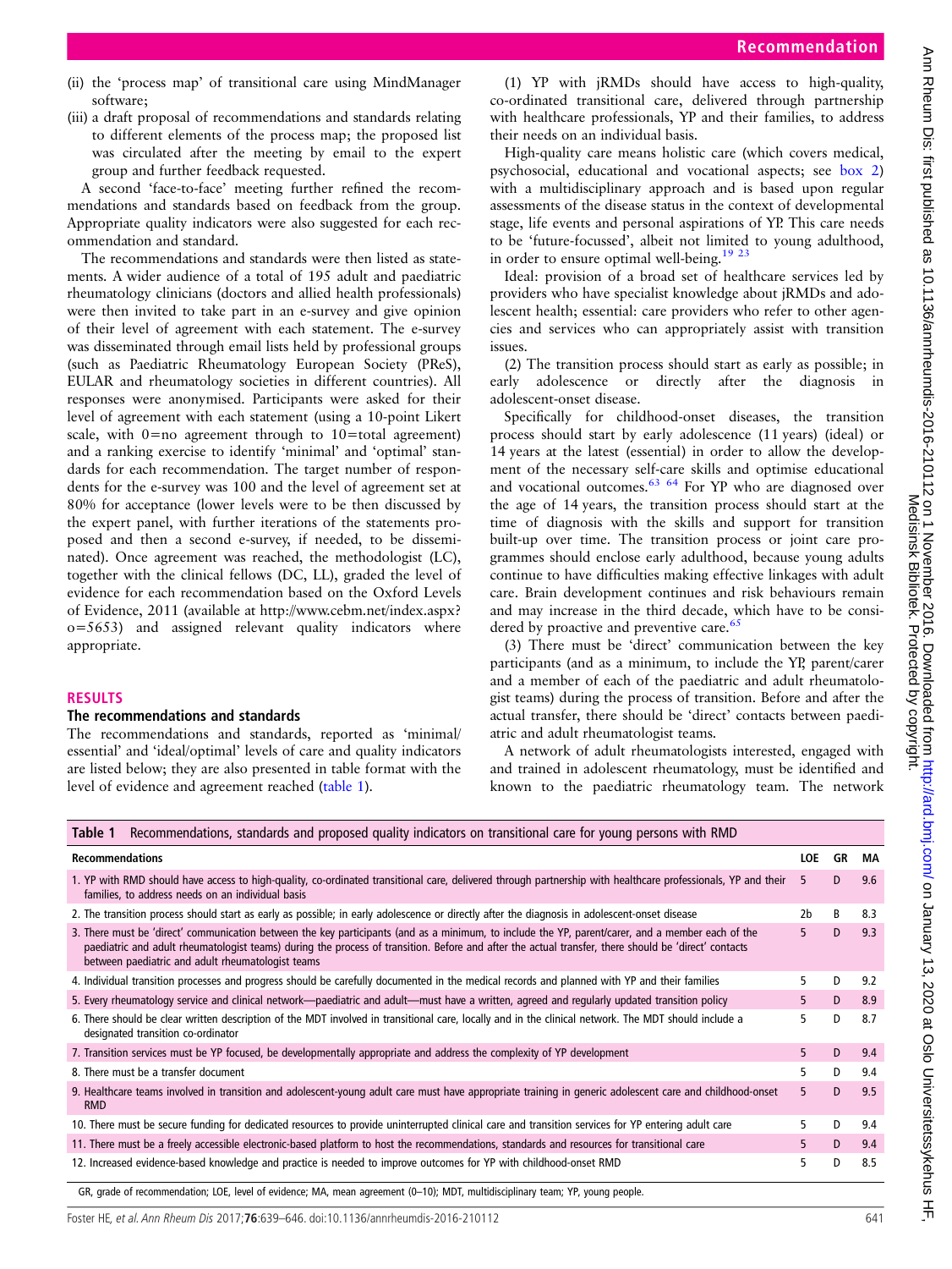(ii) the 'process map' of transitional care using MindManager software;

(iii) a draft proposal of recommendations and standards relating to different elements of the process map; the proposed list was circulated after the meeting by email to the expert group and further feedback requested.

A second 'face-to-face' meeting further refined the recommendations and standards based on feedback from the group. Appropriate quality indicators were also suggested for each recommendation and standard.

The recommendations and standards were then listed as statements. A wider audience of a total of 195 adult and paediatric rheumatology clinicians (doctors and allied health professionals) were then invited to take part in an e-survey and give opinion of their level of agreement with each statement. The e-survey was disseminated through email lists held by professional groups (such as Paediatric Rheumatology European Society (PReS), EULAR and rheumatology societies in different countries). All responses were anonymised. Participants were asked for their level of agreement with each statement (using a 10-point Likert scale, with 0=no agreement through to 10=total agreement) and a ranking exercise to identify 'minimal' and 'optimal' standards for each recommendation. The target number of respondents for the e-survey was 100 and the level of agreement set at 80% for acceptance (lower levels were to be then discussed by the expert panel, with further iterations of the statements proposed and then a second e-survey, if needed, to be disseminated). Once agreement was reached, the methodologist (LC), together with the clinical fellows (DC, LL), graded the level of evidence for each recommendation based on the Oxford Levels of Evidence, 2011 (available at http://www.cebm.net/index.aspx?o=5653) and assigned relevant quality indicators where appropriate.

## RESULTS

### The recommendations and standards

The recommendations and standards, reported as 'minimal/essential' and 'ideal/optimal' levels of care and quality indicators are listed below; they are also presented in table format with the level of evidence and agreement reached (table 1).

(1) YP with jRMDs should have access to high-quality, co-ordinated transitional care, delivered through partnership with healthcare professionals, YP and their families, to address their needs on an individual basis.

High-quality care means holistic care (which covers medical, psychosocial, educational and vocational aspects; see box 2) with a multidisciplinary approach and is based upon regular assessments of the disease status in the context of developmental stage, life events and personal aspirations of YP. This care needs to be 'future-focussed', albeit not limited to young adulthood, in order to ensure optimal well-being.[19 23]

Ideal: provision of a broad set of healthcare services led by providers who have specialist knowledge about jRMDs and adolescent health; essential: care providers who refer to other agencies and services who can appropriately assist with transition issues.

(2) The transition process should start as early as possible; in early adolescence or directly after the diagnosis in adolescent-onset disease.

Specifically for childhood-onset diseases, the transition process should start by early adolescence (11 years) (ideal) or 14 years at the latest (essential) in order to allow the development of the necessary self-care skills and optimise educational and vocational outcomes.[63 64] For YP who are diagnosed over the age of 14 years, the transition process should start at the time of diagnosis with the skills and support for transition built-up over time. The transition process or joint care programmes should enclose early adulthood, because young adults continue to have difficulties making effective linkages with adult care. Brain development continues and risk behaviours remain and may increase in the third decade, which have to be considered by proactive and preventive care.[65]

(3) There must be 'direct' communication between the key participants (and as a minimum, to include the YP, parent/carer and a member of each of the paediatric and adult rheumatologist teams) during the process of transition. Before and after the actual transfer, there should be 'direct' contacts between paediatric and adult rheumatologist teams.

A network of adult rheumatologists interested, engaged with and trained in adolescent rheumatology, must be identified and known to the paediatric rheumatology team. The network

**Table 1** Recommendations, standards and proposed quality indicators on transitional care for young persons with RMD

| Recommendations | LOE | GR | MA |
|---|---|---|---|
| 1. YP with RMD should have access to high-quality, co-ordinated transitional care, delivered through partnership with healthcare professionals, YP and their families, to address needs on an individual basis | 5 | D | 9.6 |
| 2. The transition process should start as early as possible; in early adolescence or directly after the diagnosis in adolescent-onset disease | 2b | B | 8.3 |
| 3. There must be 'direct' communication between the key participants (and as a minimum, to include the YP, parent/carer and a member each of the paediatric and adult rheumatologist teams) during the process of transition. Before and after the actual transfer, there should be 'direct' contacts between paediatric and adult rheumatologist teams | 5 | D | 9.3 |
| 4. Individual transition processes and progress should be carefully documented in the medical records and planned with YP and their families | 5 | D | 9.2 |
| 5. Every rheumatology service and clinical network—paediatric and adult—must have a written, agreed and regularly updated transition policy | 5 | D | 8.9 |
| 6. There should be clear written description of the MDT involved in transitional care, locally and in the clinical network. The MDT should include a designated transition co-ordinator | 5 | D | 8.7 |
| 7. Transition services must be YP focused, be developmentally appropriate and address the complexity of YP development | 5 | D | 9.4 |
| 8. There must be a transfer document | 5 | D | 9.4 |
| 9. Healthcare teams involved in transition and adolescent-young adult care must have appropriate training in generic adolescent care and childhood-onset RMD | 5 | D | 9.5 |
| 10. There must be secure funding for dedicated resources to provide uninterrupted clinical care and transition services for YP entering adult care | 5 | D | 9.4 |
| 11. There must be a freely accessible electronic-based platform to host the recommendations, standards and resources for transitional care | 5 | D | 9.4 |
| 12. Increased evidence-based knowledge and practice is needed to improve outcomes for YP with childhood-onset RMD | 5 | D | 8.5 |

GR, grade of recommendation; LOE, level of evidence; MA, mean agreement (0–10); MDT, multidisciplinary team; YP, young people.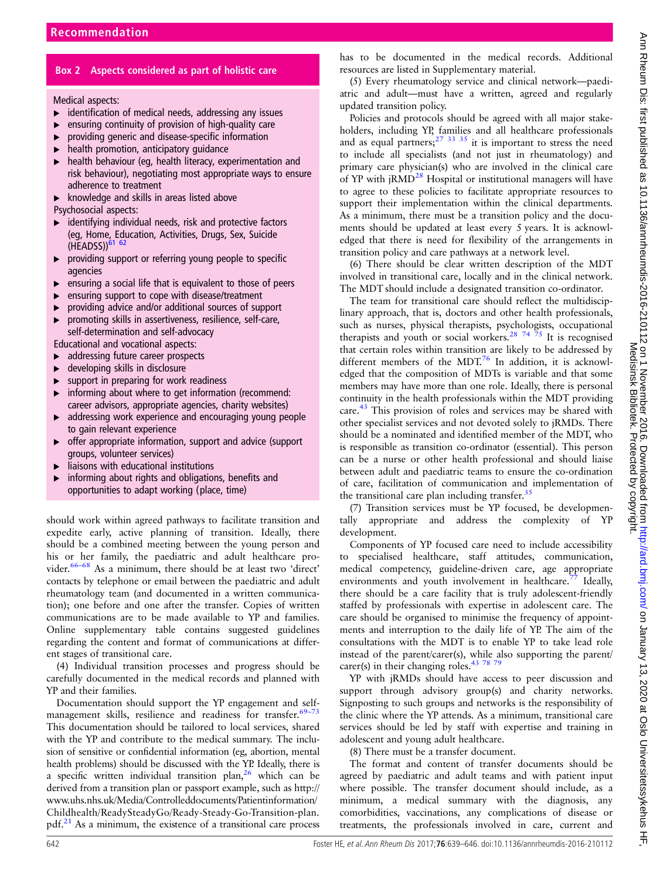## Box 2 Aspects considered as part of holistic care

Medical aspects:

- identification of medical needs, addressing any issues
- ensuring continuity of provision of high-quality care
- providing generic and disease-specific information
- health promotion, anticipatory guidance
- health behaviour (eg, health literacy, experimentation and risk behaviour), negotiating most appropriate ways to ensure adherence to treatment
- knowledge and skills in areas listed above

Psychosocial aspects:

- identifying individual needs, risk and protective factors (eg, Home, Education, Activities, Drugs, Sex, Suicide (HEADSS))[61 62]
- providing support or referring young people to specific agencies
- ensuring a social life that is equivalent to those of peers
- ensuring support to cope with disease/treatment
- providing advice and/or additional sources of support
- promoting skills in assertiveness, resilience, self-care, self-determination and self-advocacy

Educational and vocational aspects:

- addressing future career prospects
- developing skills in disclosure
- support in preparing for work readiness
- informing about where to get information (recommend: career advisors, appropriate agencies, charity websites)
- addressing work experience and encouraging young people to gain relevant experience
- offer appropriate information, support and advice (support groups, volunteer services)
- liaisons with educational institutions
- informing about rights and obligations, benefits and opportunities to adapt working (place, time)

should work within agreed pathways to facilitate transition and expedite early, active planning of transition. Ideally, there should be a combined meeting between the young person and his or her family, the paediatric and adult healthcare provider.[66–68] As a minimum, there should be at least two 'direct' contacts by telephone or email between the paediatric and adult rheumatology team (and documented in a written communication); one before and one after the transfer. Copies of written communications are to be made available to YP and families. Online supplementary table contains suggested guidelines regarding the content and format of communications at different stages of transitional care.

(4) Individual transition processes and progress should be carefully documented in the medical records and planned with YP and their families.

Documentation should support the YP engagement and self-management skills, resilience and readiness for transfer.[69–73] This documentation should be tailored to local services, shared with the YP and contribute to the medical summary. The inclusion of sensitive or confidential information (eg, abortion, mental health problems) should be discussed with the YP. Ideally, there is a specific written individual transition plan,[26] which can be derived from a transition plan or passport example, such as http://www.uhs.nhs.uk/Media/Controlleddocuments/Patientinformation/Childhealth/ReadySteadyGo/Ready-Steady-Go-Transition-plan.pdf.[21] As a minimum, the existence of a transitional care process has to be documented in the medical records. Additional resources are listed in Supplementary material.

(5) Every rheumatology service and clinical network—paediatric and adult—must have a written, agreed and regularly updated transition policy.

Policies and protocols should be agreed with all major stakeholders, including YP, families and all healthcare professionals and as equal partners;[27 33 35] it is important to stress the need to include all specialists (and not just in rheumatology) and primary care physician(s) who are involved in the clinical care of YP with jRMD[28] Hospital or institutional managers will have to agree to these policies to facilitate appropriate resources to support their implementation within the clinical departments. As a minimum, there must be a transition policy and the documents should be updated at least every 5 years. It is acknowledged that there is need for flexibility of the arrangements in transition policy and care pathways at a network level.

(6) There should be clear written description of the MDT involved in transitional care, locally and in the clinical network. The MDT should include a designated transition co-ordinator.

The team for transitional care should reflect the multidisciplinary approach, that is, doctors and other health professionals, such as nurses, physical therapists, psychologists, occupational therapists and youth or social workers.[28 74 75] It is recognised that certain roles within transition are likely to be addressed by different members of the MDT.[76] In addition, it is acknowledged that the composition of MDTs is variable and that some members may have more than one role. Ideally, there is personal continuity in the health professionals within the MDT providing care.[43] This provision of roles and services may be shared with other specialist services and not devoted solely to jRMDs. There should be a nominated and identified member of the MDT, who is responsible as transition co-ordinator (essential). This person can be a nurse or other health professional and should liaise between adult and paediatric teams to ensure the co-ordination of care, facilitation of communication and implementation of the transitional care plan including transfer.[35]

(7) Transition services must be YP focused, be developmentally appropriate and address the complexity of YP development.

Components of YP focused care need to include accessibility to specialised healthcare, staff attitudes, communication, medical competency, guideline-driven care, age appropriate environments and youth involvement in healthcare.[77] Ideally, there should be a care facility that is truly adolescent-friendly staffed by professionals with expertise in adolescent care. The care should be organised to minimise the frequency of appointments and interruption to the daily life of YP. The aim of the consultations with the MDT is to enable YP to take lead role instead of the parent/carer(s), while also supporting the parent/carer(s) in their changing roles.[43 78 79]

YP with jRMDs should have access to peer discussion and support through advisory group(s) and charity networks. Signposting to such groups and networks is the responsibility of the clinic where the YP attends. As a minimum, transitional care services should be led by staff with expertise and training in adolescent and young adult healthcare.

(8) There must be a transfer document.

The format and content of transfer documents should be agreed by paediatric and adult teams and with patient input where possible. The transfer document should include, as a minimum, a medical summary with the diagnosis, any comorbidities, vaccinations, any complications of disease or treatments, the professionals involved in care, current and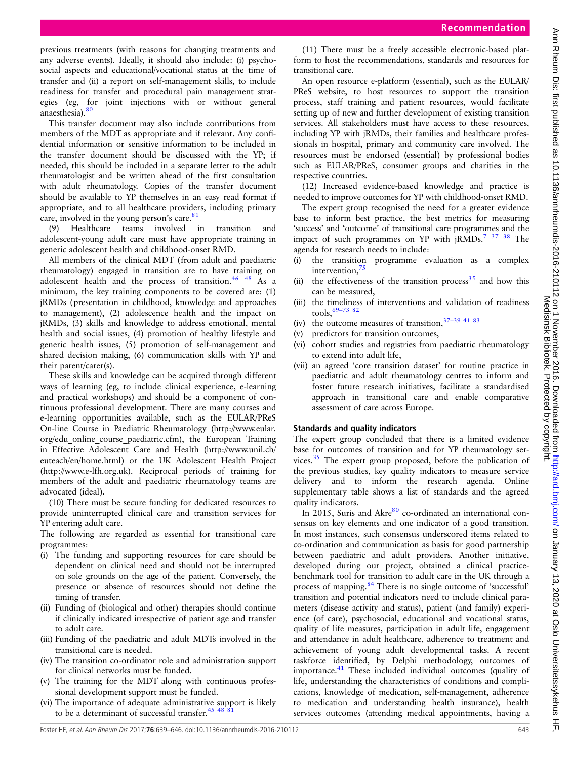previous treatments (with reasons for changing treatments and any adverse events). Ideally, it should also include: (i) psychosocial aspects and educational/vocational status at the time of transfer and (ii) a report on self-management skills, to include readiness for transfer and procedural pain management strategies (eg, for joint injections with or without general anaesthesia).[80]

This transfer document may also include contributions from members of the MDT as appropriate and if relevant. Any confidential information or sensitive information to be included in the transfer document should be discussed with the YP; if needed, this should be included in a separate letter to the adult rheumatologist and be written ahead of the first consultation with adult rheumatology. Copies of the transfer document should be available to YP themselves in an easy read format if appropriate, and to all healthcare providers, including primary care, involved in the young person's care.[81]

(9) Healthcare teams involved in transition and adolescent-young adult care must have appropriate training in generic adolescent health and childhood-onset RMD.

All members of the clinical MDT (from adult and paediatric rheumatology) engaged in transition are to have training on adolescent health and the process of transition.[46 48] As a minimum, the key training components to be covered are: (1) jRMDs (presentation in childhood, knowledge and approaches to management), (2) adolescence health and the impact on jRMDs, (3) skills and knowledge to address emotional, mental health and social issues, (4) promotion of healthy lifestyle and generic health issues, (5) promotion of self-management and shared decision making, (6) communication skills with YP and their parent/carer(s).

These skills and knowledge can be acquired through different ways of learning (eg, to include clinical experience, e-learning and practical workshops) and should be a component of continuous professional development. There are many courses and e-learning opportunities available, such as the EULAR/PReS On-line Course in Paediatric Rheumatology (http://www.eular.org/edu_online_course_paediatric.cfm), the European Training in Effective Adolescent Care and Health (http://www.unil.ch/euteach/en/home.html) or the UK Adolescent Health Project (http://www.e-lfh.org.uk). Reciprocal periods of training for members of the adult and paediatric rheumatology teams are advocated (ideal).

(10) There must be secure funding for dedicated resources to provide uninterrupted clinical care and transition services for YP entering adult care.

The following are regarded as essential for transitional care programmes:

(i) The funding and supporting resources for care should be dependent on clinical need and should not be interrupted on sole grounds on the age of the patient. Conversely, the presence or absence of resources should not define the timing of transfer.
(ii) Funding of (biological and other) therapies should continue if clinically indicated irrespective of patient age and transfer to adult care.
(iii) Funding of the paediatric and adult MDTs involved in the transitional care is needed.
(iv) The transition co-ordinator role and administration support for clinical networks must be funded.
(v) The training for the MDT along with continuous professional development support must be funded.
(vi) The importance of adequate administrative support is likely to be a determinant of successful transfer.[45 48 81]

(11) There must be a freely accessible electronic-based platform to host the recommendations, standards and resources for transitional care.

An open resource e-platform (essential), such as the EULAR/PReS website, to host resources to support the transition process, staff training and patient resources, would facilitate setting up of new and further development of existing transition services. All stakeholders must have access to these resources, including YP with jRMDs, their families and healthcare professionals in hospital, primary and community care involved. The resources must be endorsed (essential) by professional bodies such as EULAR/PReS, consumer groups and charities in the respective countries.

(12) Increased evidence-based knowledge and practice is needed to improve outcomes for YP with childhood-onset RMD.

The expert group recognised the need for a greater evidence base to inform best practice, the best metrics for measuring 'success' and 'outcome' of transitional care programmes and the impact of such programmes on YP with jRMDs.[7 37 38] The agenda for research needs to include:

(i) the transition programme evaluation as a complex intervention,[75]
(ii) the effectiveness of the transition process[35] and how this can be measured,
(iii) the timeliness of interventions and validation of readiness tools,[69–73 82]
(iv) the outcome measures of transition,[37–39 41 83]
(v) predictors for transition outcomes,
(vi) cohort studies and registries from paediatric rheumatology to extend into adult life,
(vii) an agreed 'core transition dataset' for routine practice in paediatric and adult rheumatology centres to inform and foster future research initiatives, facilitate a standardised approach in transitional care and enable comparative assessment of care across Europe.

## Standards and quality indicators

The expert group concluded that there is a limited evidence base for outcomes of transition and for YP rheumatology services.[35] The expert group proposed, before the publication of the previous studies, key quality indicators to measure service delivery and to inform the research agenda. Online supplementary table shows a list of standards and the agreed quality indicators.

In 2015, Suris and Akre[80] co-ordinated an international consensus on key elements and one indicator of a good transition. In most instances, such consensus underscored items related to co-ordination and communication as basis for good partnership between paediatric and adult providers. Another initiative, developed during our project, obtained a clinical practice-benchmark tool for transition to adult care in the UK through a process of mapping.[84] There is no single outcome of 'successful' transition and potential indicators need to include clinical parameters (disease activity and status), patient (and family) experience (of care), psychosocial, educational and vocational status, quality of life measures, participation in adult life, engagement and attendance in adult healthcare, adherence to treatment and achievement of young adult developmental tasks. A recent taskforce identified, by Delphi methodology, outcomes of importance.[41] These included individual outcomes (quality of life, understanding the characteristics of conditions and complications, knowledge of medication, self-management, adherence to medication and understanding health insurance), health services outcomes (attending medical appointments, having a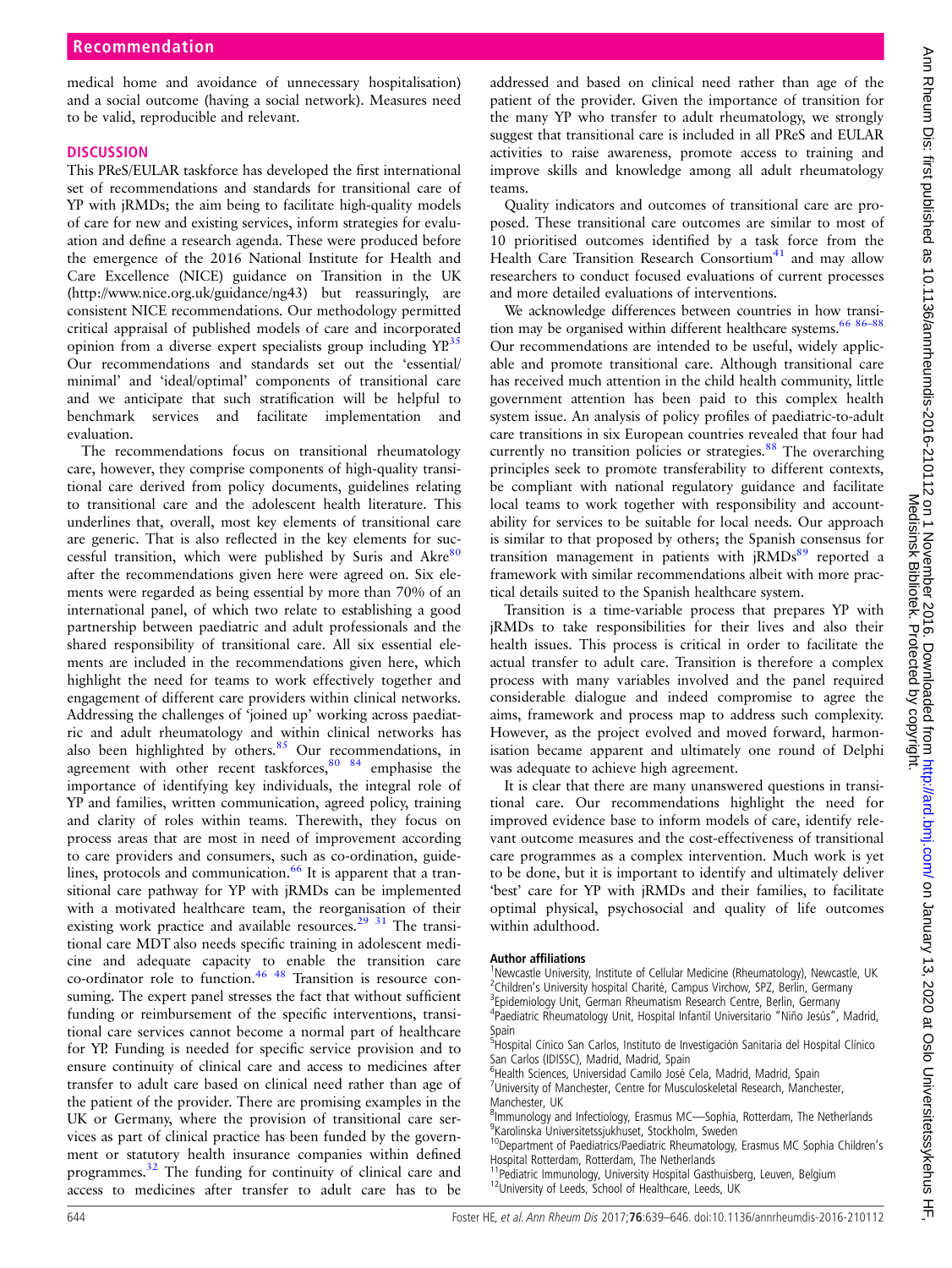medical home and avoidance of unnecessary hospitalisation) and a social outcome (having a social network). Measures need to be valid, reproducible and relevant.

## DISCUSSION

This PReS/EULAR taskforce has developed the first international set of recommendations and standards for transitional care of YP with jRMDs; the aim being to facilitate high-quality models of care for new and existing services, inform strategies for evaluation and define a research agenda. These were produced before the emergence of the 2016 National Institute for Health and Care Excellence (NICE) guidance on Transition in the UK (http://www.nice.org.uk/guidance/ng43) but reassuringly, are consistent NICE recommendations. Our methodology permitted critical appraisal of published models of care and incorporated opinion from a diverse expert specialists group including YP.[35] Our recommendations and standards set out the 'essential/minimal' and 'ideal/optimal' components of transitional care and we anticipate that such stratification will be helpful to benchmark services and facilitate implementation and evaluation.

The recommendations focus on transitional rheumatology care, however, they comprise components of high-quality transitional care derived from policy documents, guidelines relating to transitional care and the adolescent health literature. This underlines that, overall, most key elements of transitional care are generic. That is also reflected in the key elements for successful transition, which were published by Suris and Akre[80] after the recommendations given here were agreed on. Six elements were regarded as being essential by more than 70% of an international panel, of which two relate to establishing a good partnership between paediatric and adult professionals and the shared responsibility of transitional care. All six essential elements are included in the recommendations given here, which highlight the need for teams to work effectively together and engagement of different care providers within clinical networks. Addressing the challenges of 'joined up' working across paediatric and adult rheumatology and within clinical networks has also been highlighted by others.[85] Our recommendations, in agreement with other recent taskforces,[80 84] emphasise the importance of identifying key individuals, the integral role of YP and families, written communication, agreed policy, training and clarity of roles within teams. Therewith, they focus on process areas that are most in need of improvement according to care providers and consumers, such as co-ordination, guidelines, protocols and communication.[66] It is apparent that a transitional care pathway for YP with jRMDs can be implemented with a motivated healthcare team, the reorganisation of their existing work practice and available resources.[29 31] The transitional care MDT also needs specific training in adolescent medicine and adequate capacity to enable the transition care co-ordinator role to function.[46 48] Transition is resource consuming. The expert panel stresses the fact that without sufficient funding or reimbursement of the specific interventions, transitional care services cannot become a normal part of healthcare for YP. Funding is needed for specific service provision and to ensure continuity of clinical care and access to medicines after transfer to adult care based on clinical need rather than age of the patient of the provider. There are promising examples in the UK or Germany, where the provision of transitional care services as part of clinical practice has been funded by the government or statutory health insurance companies within defined programmes.[32] The funding for continuity of clinical care and access to medicines after transfer to adult care has to be addressed and based on clinical need rather than age of the patient of the provider. Given the importance of transition for the many YP who transfer to adult rheumatology, we strongly suggest that transitional care is included in all PReS and EULAR activities to raise awareness, promote access to training and improve skills and knowledge among all adult rheumatology teams.

Quality indicators and outcomes of transitional care are proposed. These transitional care outcomes are similar to most of 10 prioritised outcomes identified by a task force from the Health Care Transition Research Consortium[41] and may allow researchers to conduct focused evaluations of current processes and more detailed evaluations of interventions.

We acknowledge differences between countries in how transition may be organised within different healthcare systems.[66 86–88] Our recommendations are intended to be useful, widely applicable and promote transitional care. Although transitional care has received much attention in the child health community, little government attention has been paid to this complex health system issue. An analysis of policy profiles of paediatric-to-adult care transitions in six European countries revealed that four had currently no transition policies or strategies.[88] The overarching principles seek to promote transferability to different contexts, be compliant with national regulatory guidance and facilitate local teams to work together with responsibility and accountability for services to be suitable for local needs. Our approach is similar to that proposed by others; the Spanish consensus for transition management in patients with jRMDs[89] reported a framework with similar recommendations albeit with more practical details suited to the Spanish healthcare system.

Transition is a time-variable process that prepares YP with jRMDs to take responsibilities for their lives and also their health issues. This process is critical in order to facilitate the actual transfer to adult care. Transition is therefore a complex process with many variables involved and the panel required considerable dialogue and indeed compromise to agree the aims, framework and process map to address such complexity. However, as the project evolved and moved forward, harmonisation became apparent and ultimately one round of Delphi was adequate to achieve high agreement.

It is clear that there are many unanswered questions in transitional care. Our recommendations highlight the need for improved evidence base to inform models of care, identify relevant outcome measures and the cost-effectiveness of transitional care programmes as a complex intervention. Much work is yet to be done, but it is important to identify and ultimately deliver 'best' care for YP with jRMDs and their families, to facilitate optimal physical, psychosocial and quality of life outcomes within adulthood.

**Author affiliations**

[1]Newcastle University, Institute of Cellular Medicine (Rheumatology), Newcastle, UK
[2]Children's University hospital Charité, Campus Virchow, SPZ, Berlin, Germany
[3]Epidemiology Unit, German Rheumatism Research Centre, Berlin, Germany
[4]Paediatric Rheumatology Unit, Hospital Infantil Universitario "Niño Jesús", Madrid, Spain
[5]Hospital Cínico San Carlos, Instituto de Investigación Sanitaria del Hospital Clínico San Carlos (IDISSC), Madrid, Madrid, Spain
[6]Health Sciences, Universidad Camilo José Cela, Madrid, Madrid, Spain
[7]University of Manchester, Centre for Musculoskeletal Research, Manchester, Manchester, UK
[8]Immunology and Infectiology, Erasmus MC—Sophia, Rotterdam, The Netherlands
[9]Karolinska Universitetssjukhuset, Stockholm, Sweden
[10]Department of Paediatrics/Paediatric Rheumatology, Erasmus MC Sophia Children's Hospital Rotterdam, Rotterdam, The Netherlands
[11]Pediatric Immunology, University Hospital Gasthuisberg, Leuven, Belgium
[12]University of Leeds, School of Healthcare, Leeds, UK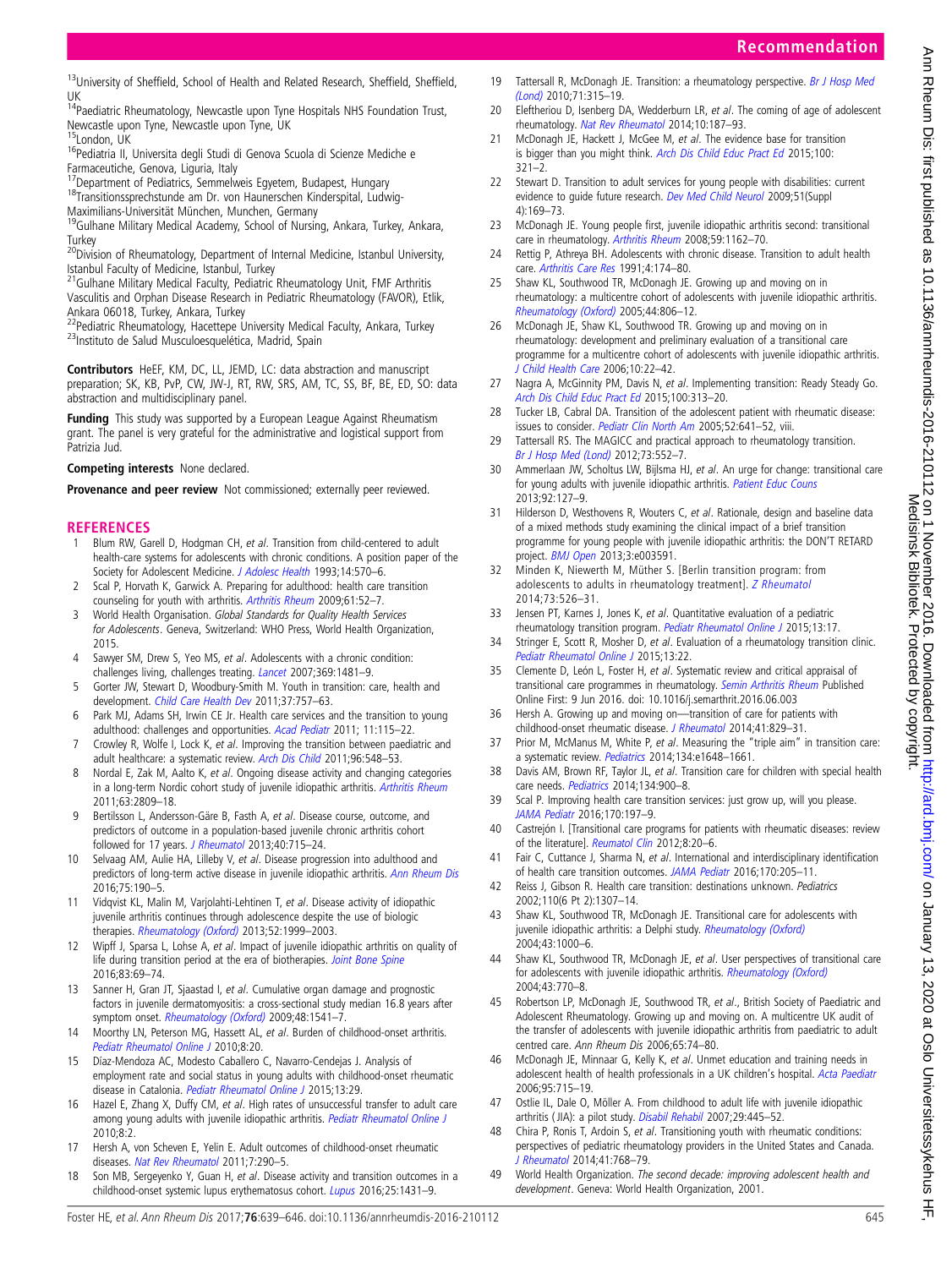[13]University of Sheffield, School of Health and Related Research, Sheffield, Sheffield, UK
[14]Paediatric Rheumatology, Newcastle upon Tyne Hospitals NHS Foundation Trust, Newcastle upon Tyne, Newcastle upon Tyne, UK
[15]London, UK
[16]Pediatria II, Universita degli Studi di Genova Scuola di Scienze Mediche e Farmaceutiche, Genova, Liguria, Italy
[17]Department of Pediatrics, Semmelweis Egyetem, Budapest, Hungary
[18]Transitionssprechstunde am Dr. von Haunerschen Kinderspital, Ludwig-Maximilians-Universität München, Munchen, Germany
[19]Gulhane Military Medical Academy, School of Nursing, Ankara, Turkey, Ankara, Turkey
[20]Division of Rheumatology, Department of Internal Medicine, Istanbul University, Istanbul Faculty of Medicine, Istanbul, Turkey
[21]Gulhane Military Medical Faculty, Pediatric Rheumatology Unit, FMF Arthritis Vasculitis and Orphan Disease Research in Pediatric Rheumatology (FAVOR), Etlik, Ankara 06018, Turkey, Ankara, Turkey
[22]Pediatric Rheumatology, Hacettepe University Medical Faculty, Ankara, Turkey
[23]Instituto de Salud Musculoesquelética, Madrid, Spain

**Contributors** HeEF, KM, DC, LL, JEMD, LC: data abstraction and manuscript preparation; SK, KB, PvP, CW, JW-J, RT, RW, SRS, AM, TC, SS, BF, BE, ED, SO: data abstraction and multidisciplinary panel.

**Funding** This study was supported by a European League Against Rheumatism grant. The panel is very grateful for the administrative and logistical support from Patrizia Jud.

**Competing interests** None declared.

**Provenance and peer review** Not commissioned; externally peer reviewed.

## REFERENCES

1. Blum RW, Garell D, Hodgman CH, *et al*. Transition from child-centered to adult health-care systems for adolescents with chronic conditions. A position paper of the Society for Adolescent Medicine. *J Adolesc Health* 1993;14:570–6.
2. Scal P, Horvath K, Garwick A. Preparing for adulthood: health care transition counseling for youth with arthritis. *Arthritis Rheum* 2009;61:52–7.
3. World Health Organisation. *Global Standards for Quality Health Services for Adolescents*. Geneva, Switzerland: WHO Press, World Health Organization, 2015.
4. Sawyer SM, Drew S, Yeo MS, *et al*. Adolescents with a chronic condition: challenges living, challenges treating. *Lancet* 2007;369:1481–9.
5. Gorter JW, Stewart D, Woodbury-Smith M. Youth in transition: care, health and development. *Child Care Health Dev* 2011;37:757–63.
6. Park MJ, Adams SH, Irwin CE Jr. Health care services and the transition to young adulthood: challenges and opportunities. *Acad Pediatr* 2011; 11:115–22.
7. Crowley R, Wolfe I, Lock K, *et al*. Improving the transition between paediatric and adult healthcare: a systematic review. *Arch Dis Child* 2011;96:548–53.
8. Nordal E, Zak M, Aalto K, *et al*. Ongoing disease activity and changing categories in a long-term Nordic cohort study of juvenile idiopathic arthritis. *Arthritis Rheum* 2011;63:2809–18.
9. Bertilsson L, Andersson-Gäre B, Fasth A, *et al*. Disease course, outcome, and predictors of outcome in a population-based juvenile chronic arthritis cohort followed for 17 years. *J Rheumatol* 2013;40:715–24.
10. Selvaag AM, Aulie HA, Lilleby V, *et al*. Disease progression into adulthood and predictors of long-term active disease in juvenile idiopathic arthritis. *Ann Rheum Dis* 2016;75:190–5.
11. Vidqvist KL, Malin M, Varjolahti-Lehtinen T, *et al*. Disease activity of idiopathic juvenile arthritis continues through adolescence despite the use of biologic therapies. *Rheumatology (Oxford)* 2013;52:1999–2003.
12. Wipff J, Sparsa L, Lohse A, *et al*. Impact of juvenile idiopathic arthritis on quality of life during transition period at the era of biotherapies. *Joint Bone Spine* 2016;83:69–74.
13. Sanner H, Gran JT, Sjaastad I, *et al*. Cumulative organ damage and prognostic factors in juvenile dermatomyositis: a cross-sectional study median 16.8 years after symptom onset. *Rheumatology (Oxford)* 2009;48:1541–7.
14. Moorthy LN, Peterson MG, Hassett AL, *et al*. Burden of childhood-onset arthritis. *Pediatr Rheumatol Online J* 2010;8:20.
15. Díaz-Mendoza AC, Modesto Caballero C, Navarro-Cendejas J. Analysis of employment rate and social status in young adults with childhood-onset rheumatic disease in Catalonia. *Pediatr Rheumatol Online J* 2015;13:29.
16. Hazel E, Zhang X, Duffy CM, *et al*. High rates of unsuccessful transfer to adult care among young adults with juvenile idiopathic arthritis. *Pediatr Rheumatol Online J* 2010;8:2.
17. Hersh A, von Scheven E, Yelin E. Adult outcomes of childhood-onset rheumatic diseases. *Nat Rev Rheumatol* 2011;7:290–5.
18. Son MB, Sergeyenko Y, Guan H, *et al*. Disease activity and transition outcomes in a childhood-onset systemic lupus erythematosus cohort. *Lupus* 2016;25:1431–9.
19. Tattersall R, McDonagh JE. Transition: a rheumatology perspective. *Br J Hosp Med (Lond)* 2010;71:315–19.
20. Eleftheriou D, Isenberg DA, Wedderburn LR, *et al*. The coming of age of adolescent rheumatology. *Nat Rev Rheumatol* 2014;10:187–93.
21. McDonagh JE, Hackett J, McGee M, *et al*. The evidence base for transition is bigger than you might think. *Arch Dis Child Educ Pract Ed* 2015;100: 321–2.
22. Stewart D. Transition to adult services for young people with disabilities: current evidence to guide future research. *Dev Med Child Neurol* 2009;51(Suppl 4):169–73.
23. McDonagh JE. Young people first, juvenile idiopathic arthritis second: transitional care in rheumatology. *Arthritis Rheum* 2008;59:1162–70.
24. Rettig P, Athreya BH. Adolescents with chronic disease. Transition to adult health care. *Arthritis Care Res* 1991;4:174–80.
25. Shaw KL, Southwood TR, McDonagh JE. Growing up and moving on in rheumatology: a multicentre cohort of adolescents with juvenile idiopathic arthritis. *Rheumatology (Oxford)* 2005;44:806–12.
26. McDonagh JE, Shaw KL, Southwood TR. Growing up and moving on in rheumatology: development and preliminary evaluation of a transitional care programme for a multicentre cohort of adolescents with juvenile idiopathic arthritis. *J Child Health Care* 2006;10:22–42.
27. Nagra A, McGinnity PM, Davis N, *et al*. Implementing transition: Ready Steady Go. *Arch Dis Child Educ Pract Ed* 2015;100:313–20.
28. Tucker LB, Cabral DA. Transition of the adolescent patient with rheumatic disease: issues to consider. *Pediatr Clin North Am* 2005;52:641–52, viii.
29. Tattersall RS. The MAGICC and practical approach to rheumatology transition. *Br J Hosp Med (Lond)* 2012;73:552–7.
30. Ammerlaan JW, Scholtus LW, Bijlsma HJ, *et al*. An urge for change: transitional care for young adults with juvenile idiopathic arthritis. *Patient Educ Couns* 2013;92:127–9.
31. Hilderson D, Westhovens R, Wouters C, *et al*. Rationale, design and baseline data of a mixed methods study examining the clinical impact of a brief transition programme for young people with juvenile idiopathic arthritis: the DON'T RETARD project. *BMJ Open* 2013;3:e003591.
32. Minden K, Niewerth M, Müther S. [Berlin transition program: from adolescents to adults in rheumatology treatment]. *Z Rheumatol* 2014;73:526–31.
33. Jensen PT, Karnes J, Jones K, *et al*. Quantitative evaluation of a pediatric rheumatology transition program. *Pediatr Rheumatol Online J* 2015;13:17.
34. Stringer E, Scott R, Mosher D, *et al*. Evaluation of a rheumatology transition clinic. *Pediatr Rheumatol Online J* 2015;13:22.
35. Clemente D, León L, Foster H, *et al*. Systematic review and critical appraisal of transitional care programmes in rheumatology. *Semin Arthritis Rheum* Published Online First: 9 Jun 2016. doi: 10.1016/j.semarthrit.2016.06.003
36. Hersh A. Growing up and moving on—transition of care for patients with childhood-onset rheumatic disease. *J Rheumatol* 2014;41:829–31.
37. Prior M, McManus M, White P, *et al*. Measuring the "triple aim" in transition care: a systematic review. *Pediatrics* 2014;134:e1648–1661.
38. Davis AM, Brown RF, Taylor JL, *et al*. Transition care for children with special health care needs. *Pediatrics* 2014;134:900–8.
39. Scal P. Improving health care transition services: just grow up, will you please. *JAMA Pediatr* 2016;170:197–9.
40. Castrejón I. [Transitional care programs for patients with rheumatic diseases: review of the literature]. *Reumatol Clin* 2012;8:20–6.
41. Fair C, Cuttance J, Sharma N, *et al*. International and interdisciplinary identification of health care transition outcomes. *JAMA Pediatr* 2016;170:205–11.
42. Reiss J, Gibson R. Health care transition: destinations unknown. *Pediatrics* 2002;110(6 Pt 2):1307–14.
43. Shaw KL, Southwood TR, McDonagh JE. Transitional care for adolescents with juvenile idiopathic arthritis: a Delphi study. *Rheumatology (Oxford)* 2004;43:1000–6.
44. Shaw KL, Southwood TR, McDonagh JE, *et al*. User perspectives of transitional care for adolescents with juvenile idiopathic arthritis. *Rheumatology (Oxford)* 2004;43:770–8.
45. Robertson LP, McDonagh JE, Southwood TR, *et al*., British Society of Paediatric and Adolescent Rheumatology. Growing up and moving on. A multicentre UK audit of the transfer of adolescents with juvenile idiopathic arthritis from paediatric to adult centred care. *Ann Rheum Dis* 2006;65:74–80.
46. McDonagh JE, Minnaar G, Kelly K, *et al*. Unmet education and training needs in adolescent health of health professionals in a UK children's hospital. *Acta Paediatr* 2006;95:715–19.
47. Ostlie IL, Dale O, Möller A. From childhood to adult life with juvenile idiopathic arthritis (JIA): a pilot study. *Disabil Rehabil* 2007;29:445–52.
48. Chira P, Ronis T, Ardoin S, *et al*. Transitioning youth with rheumatic conditions: perspectives of pediatric rheumatology providers in the United States and Canada. *J Rheumatol* 2014;41:768–79.
49. World Health Organization. *The second decade: improving adolescent health and development*. Geneva: World Health Organization, 2001.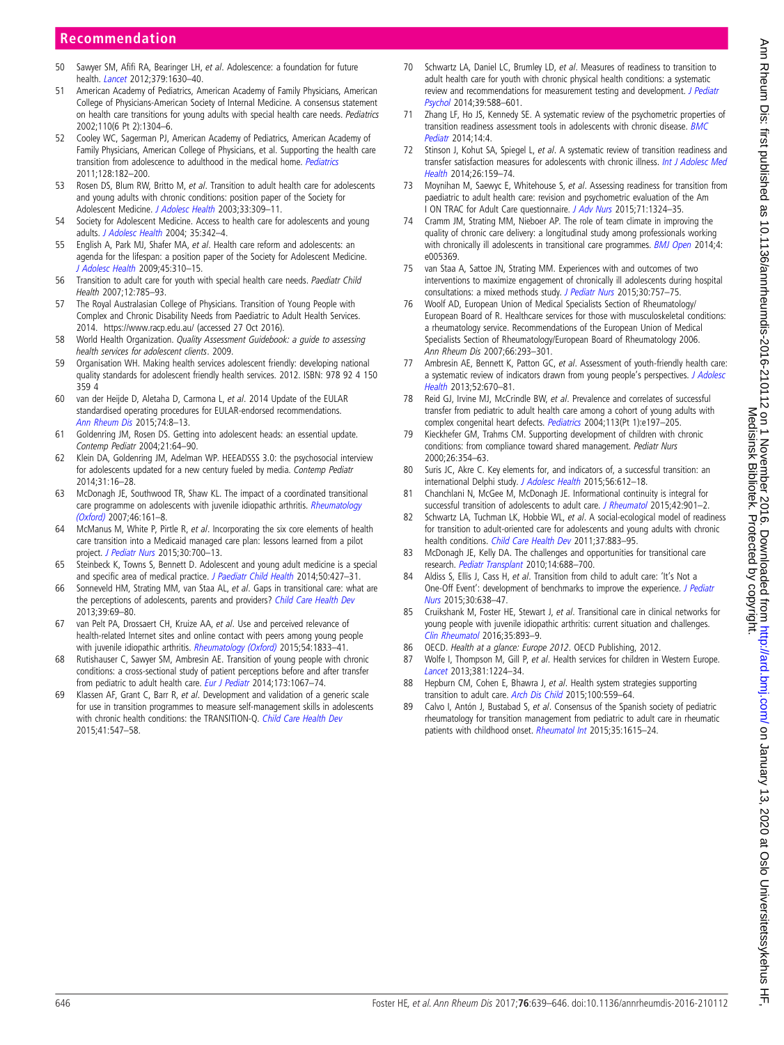50 Sawyer SM, Afifi RA, Bearinger LH, *et al*. Adolescence: a foundation for future health. *Lancet* 2012;379:1630–40.
51 American Academy of Pediatrics, American Academy of Family Physicians, American College of Physicians-American Society of Internal Medicine. A consensus statement on health care transitions for young adults with special health care needs. *Pediatrics* 2002;110(6 Pt 2):1304–6.
52 Cooley WC, Sagerman PJ, American Academy of Pediatrics, American Academy of Family Physicians, American College of Physicians, et al. Supporting the health care transition from adolescence to adulthood in the medical home. *Pediatrics* 2011;128:182–200.
53 Rosen DS, Blum RW, Britto M, *et al*. Transition to adult health care for adolescents and young adults with chronic conditions: position paper of the Society for Adolescent Medicine. *J Adolesc Health* 2003;33:309–11.
54 Society for Adolescent Medicine. Access to health care for adolescents and young adults. *J Adolesc Health* 2004; 35:342–4.
55 English A, Park MJ, Shafer MA, *et al*. Health care reform and adolescents: an agenda for the lifespan: a position paper of the Society for Adolescent Medicine. *J Adolesc Health* 2009;45:310–15.
56 Transition to adult care for youth with special health care needs. *Paediatr Child Health* 2007;12:785–93.
57 The Royal Australasian College of Physicians. Transition of Young People with Complex and Chronic Disability Needs from Paediatric to Adult Health Services. 2014. https://www.racp.edu.au/ (accessed 27 Oct 2016).
58 World Health Organization. *Quality Assessment Guidebook: a guide to assessing health services for adolescent clients*. 2009.
59 Organisation WH. Making health services adolescent friendly: developing national quality standards for adolescent friendly health services. 2012. ISBN: 978 92 4 150 359 4
60 van der Heijde D, Aletaha D, Carmona L, *et al*. 2014 Update of the EULAR standardised operating procedures for EULAR-endorsed recommendations. *Ann Rheum Dis* 2015;74:8–13.
61 Goldenring JM, Rosen DS. Getting into adolescent heads: an essential update. *Contemp Pediatr* 2004;21:64–90.
62 Klein DA, Goldenring JM, Adelman WP. HEEADSSS 3.0: the psychosocial interview for adolescents updated for a new century fueled by media. *Contemp Pediatr* 2014;31:16–28.
63 McDonagh JE, Southwood TR, Shaw KL. The impact of a coordinated transitional care programme on adolescents with juvenile idiopathic arthritis. *Rheumatology (Oxford)* 2007;46:161–8.
64 McManus M, White P, Pirtle R, *et al*. Incorporating the six core elements of health care transition into a Medicaid managed care plan: lessons learned from a pilot project. *J Pediatr Nurs* 2015;30:700–13.
65 Steinbeck K, Towns S, Bennett D. Adolescent and young adult medicine is a special and specific area of medical practice. *J Paediatr Child Health* 2014;50:427–31.
66 Sonneveld HM, Strating MM, van Staa AL, *et al*. Gaps in transitional care: what are the perceptions of adolescents, parents and providers? *Child Care Health Dev* 2013;39:69–80.
67 van Pelt PA, Drossaert CH, Kruize AA, *et al*. Use and perceived relevance of health-related Internet sites and online contact with peers among young people with juvenile idiopathic arthritis. *Rheumatology (Oxford)* 2015;54:1833–41.
68 Rutishauser C, Sawyer SM, Ambresin AE. Transition of young people with chronic conditions: a cross-sectional study of patient perceptions before and after transfer from pediatric to adult health care. *Eur J Pediatr* 2014;173:1067–74.
69 Klassen AF, Grant C, Barr R, *et al*. Development and validation of a generic scale for use in transition programmes to measure self-management skills in adolescents with chronic health conditions: the TRANSITION-Q. *Child Care Health Dev* 2015;41:547–58.
70 Schwartz LA, Daniel LC, Brumley LD, *et al*. Measures of readiness to transition to adult health care for youth with chronic physical health conditions: a systematic review and recommendations for measurement testing and development. *J Pediatr Psychol* 2014;39:588–601.
71 Zhang LF, Ho JS, Kennedy SE. A systematic review of the psychometric properties of transition readiness assessment tools in adolescents with chronic disease. *BMC Pediatr* 2014;14:4.
72 Stinson J, Kohut SA, Spiegel L, *et al*. A systematic review of transition readiness and transfer satisfaction measures for adolescents with chronic illness. *Int J Adolesc Med Health* 2014;26:159–74.
73 Moynihan M, Saewyc E, Whitehouse S, *et al*. Assessing readiness for transition from paediatric to adult health care: revision and psychometric evaluation of the Am I ON TRAC for Adult Care questionnaire. *J Adv Nurs* 2015;71:1324–35.
74 Cramm JM, Strating MM, Nieboer AP. The role of team climate in improving the quality of chronic care delivery: a longitudinal study among professionals working with chronically ill adolescents in transitional care programmes. *BMJ Open* 2014;4:e005369.
75 van Staa A, Sattoe JN, Strating MM. Experiences with and outcomes of two interventions to maximize engagement of chronically ill adolescents during hospital consultations: a mixed methods study. *J Pediatr Nurs* 2015;30:757–75.
76 Woolf AD, European Union of Medical Specialists Section of Rheumatology/ European Board of R. Healthcare services for those with musculoskeletal conditions: a rheumatology service. Recommendations of the European Union of Medical Specialists Section of Rheumatology/European Board of Rheumatology 2006. *Ann Rheum Dis* 2007;66:293–301.
77 Ambresin AE, Bennett K, Patton GC, *et al*. Assessment of youth-friendly health care: a systematic review of indicators drawn from young people's perspectives. *J Adolesc Health* 2013;52:670–81.
78 Reid GJ, Irvine MJ, McCrindle BW, *et al*. Prevalence and correlates of successful transfer from pediatric to adult health care among a cohort of young adults with complex congenital heart defects. *Pediatrics* 2004;113(Pt 1):e197–205.
79 Kieckhefer GM, Trahms CM. Supporting development of children with chronic conditions: from compliance toward shared management. *Pediatr Nurs* 2000;26:354–63.
80 Suris JC, Akre C. Key elements for, and indicators of, a successful transition: an international Delphi study. *J Adolesc Health* 2015;56:612–18.
81 Chanchlani N, McGee M, McDonagh JE. Informational continuity is integral for successful transition of adolescents to adult care. *J Rheumatol* 2015;42:901–2.
82 Schwartz LA, Tuchman LK, Hobbie WL, *et al*. A social-ecological model of readiness for transition to adult-oriented care for adolescents and young adults with chronic health conditions. *Child Care Health Dev* 2011;37:883–95.
83 McDonagh JE, Kelly DA. The challenges and opportunities for transitional care research. *Pediatr Transplant* 2010;14:688–700.
84 Aldiss S, Ellis J, Cass H, *et al*. Transition from child to adult care: 'It's Not a One-Off Event': development of benchmarks to improve the experience. *J Pediatr Nurs* 2015;30:638–47.
85 Cruikshank M, Foster HE, Stewart J, *et al*. Transitional care in clinical networks for young people with juvenile idiopathic arthritis: current situation and challenges. *Clin Rheumatol* 2016;35:893–9.
86 OECD. *Health at a glance: Europe 2012*. OECD Publishing, 2012.
87 Wolfe I, Thompson M, Gill P, *et al*. Health services for children in Western Europe. *Lancet* 2013;381:1224–34.
88 Hepburn CM, Cohen E, Bhawra J, *et al*. Health system strategies supporting transition to adult care. *Arch Dis Child* 2015;100:559–64.
89 Calvo I, Antón J, Bustabad S, *et al*. Consensus of the Spanish society of pediatric rheumatology for transition management from pediatric to adult care in rheumatic patients with childhood onset. *Rheumatol Int* 2015;35:1615–24.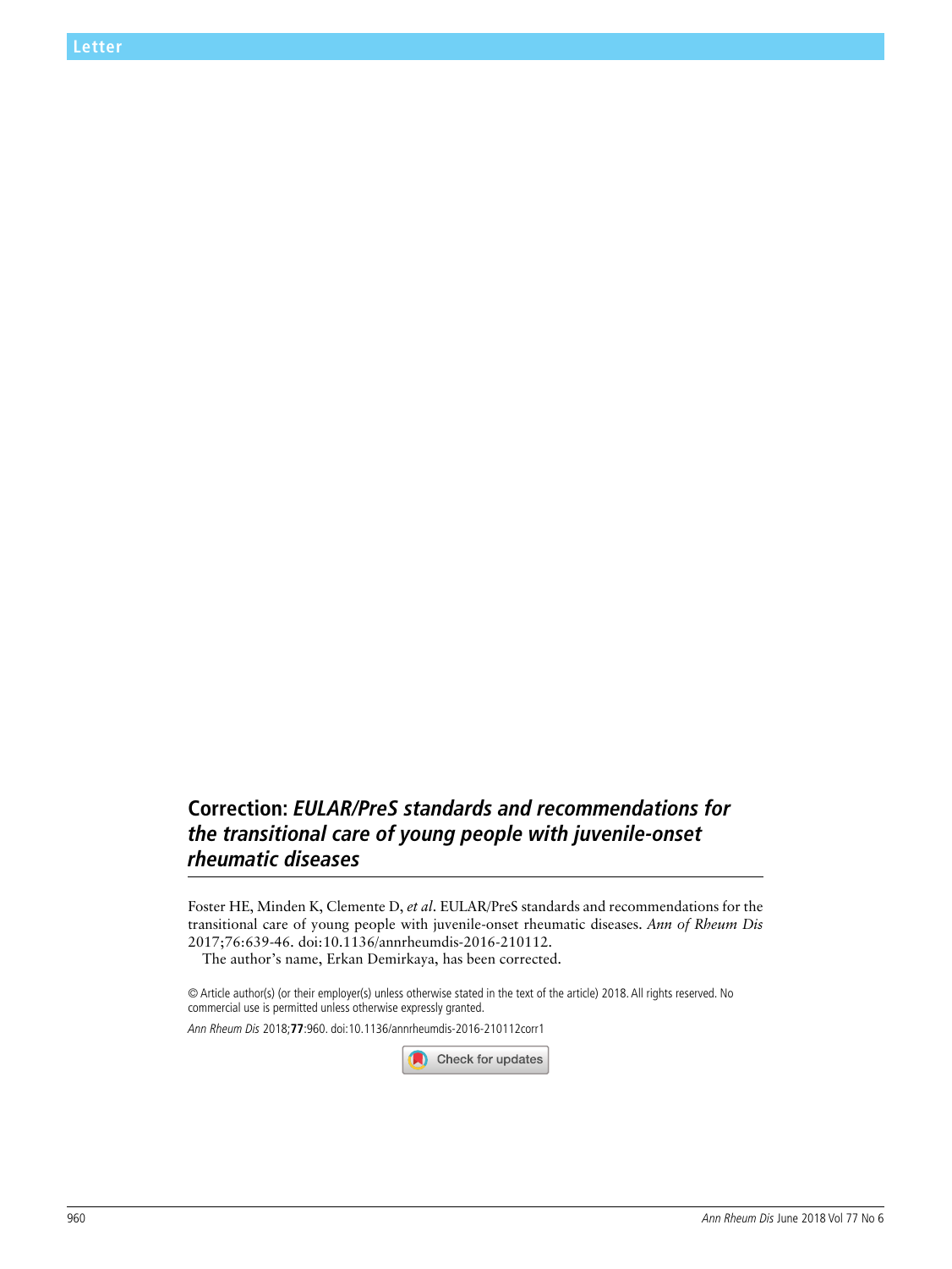## Correction: *EULAR/PreS standards and recommendations for the transitional care of young people with juvenile-onset rheumatic diseases*

Foster HE, Minden K, Clemente D, *et al*. EULAR/PreS standards and recommendations for the transitional care of young people with juvenile-onset rheumatic diseases. *Ann of Rheum Dis* 2017;76:639-46. doi:10.1136/annrheumdis-2016-210112.

The author's name, Erkan Demirkaya, has been corrected.

© Article author(s) (or their employer(s) unless otherwise stated in the text of the article) 2018. All rights reserved. No commercial use is permitted unless otherwise expressly granted.

*Ann Rheum Dis* 2018;**77**:960. doi:10.1136/annrheumdis-2016-210112corr1